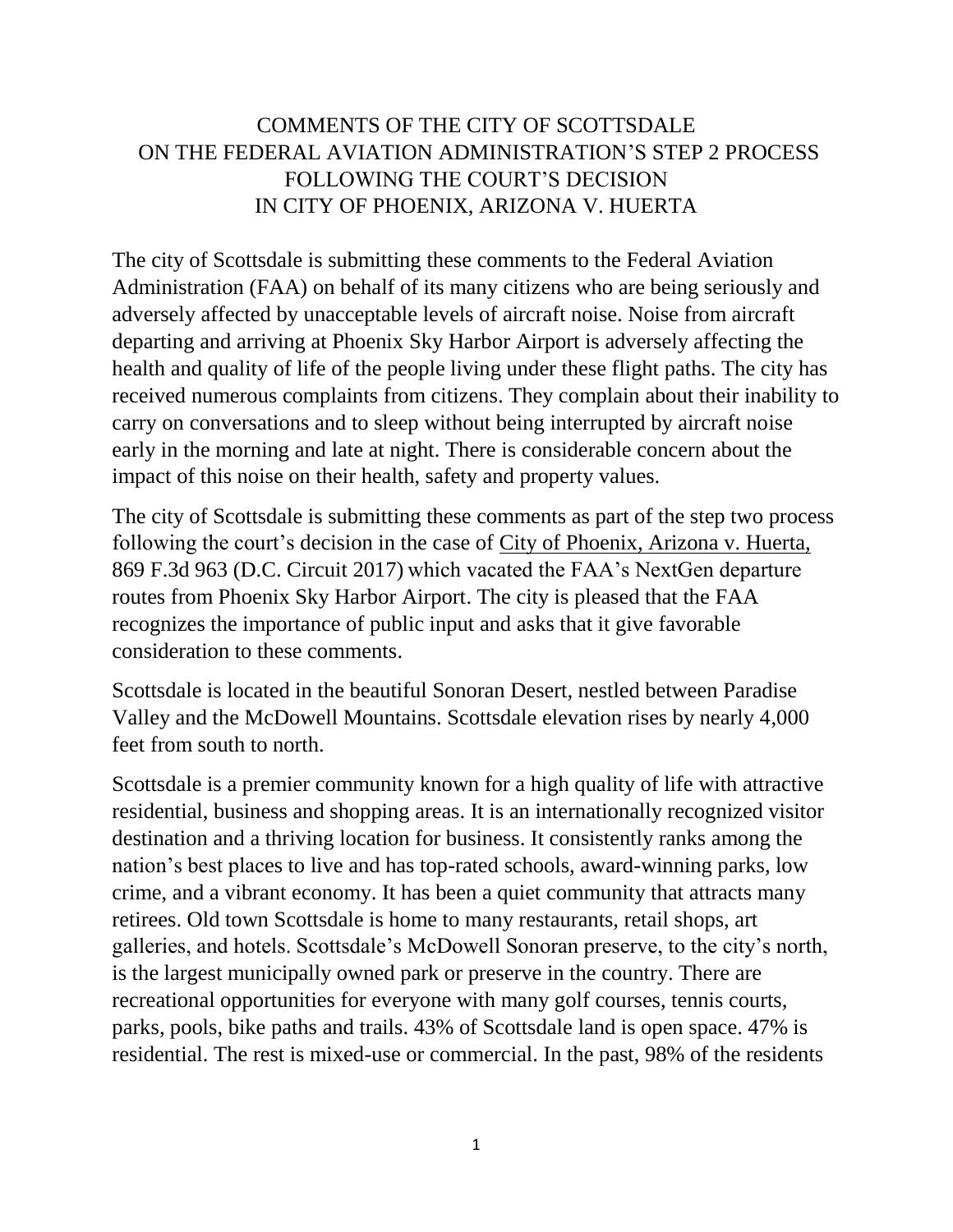# COMMENTS OF THE CITY OF SCOTTSDALE ON THE FEDERAL AVIATION ADMINISTRATION'S STEP 2 PROCESS FOLLOWING THE COURT'S DECISION IN CITY OF PHOENIX, ARIZONA V. HUERTA

The city of Scottsdale is submitting these comments to the Federal Aviation Administration (FAA) on behalf of its many citizens who are being seriously and adversely affected by unacceptable levels of aircraft noise. Noise from aircraft departing and arriving at Phoenix Sky Harbor Airport is adversely affecting the health and quality of life of the people living under these flight paths. The city has received numerous complaints from citizens. They complain about their inability to carry on conversations and to sleep without being interrupted by aircraft noise early in the morning and late at night. There is considerable concern about the impact of this noise on their health, safety and property values.

The city of Scottsdale is submitting these comments as part of the step two process following the court's decision in the case of City of Phoenix, Arizona v. Huerta, 869 F.3d 963 (D.C. Circuit 2017) which vacated the FAA's NextGen departure routes from Phoenix Sky Harbor Airport. The city is pleased that the FAA recognizes the importance of public input and asks that it give favorable consideration to these comments.

Scottsdale is located in the beautiful Sonoran Desert, nestled between Paradise Valley and the McDowell Mountains. Scottsdale elevation rises by nearly 4,000 feet from south to north.

Scottsdale is a premier community known for a high quality of life with attractive residential, business and shopping areas. It is an internationally recognized visitor destination and a thriving location for business. It consistently ranks among the nation's best places to live and has top-rated schools, award-winning parks, low crime, and a vibrant economy. It has been a quiet community that attracts many retirees. Old town Scottsdale is home to many restaurants, retail shops, art galleries, and hotels. Scottsdale's McDowell Sonoran preserve, to the city's north, is the largest municipally owned park or preserve in the country. There are recreational opportunities for everyone with many golf courses, tennis courts, parks, pools, bike paths and trails. 43% of Scottsdale land is open space. 47% is residential. The rest is mixed-use or commercial. In the past, 98% of the residents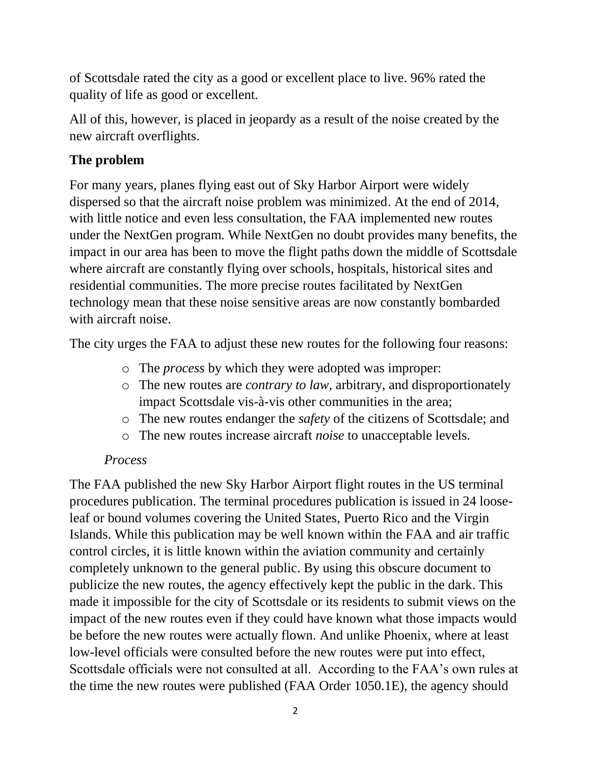of Scottsdale rated the city as a good or excellent place to live. 96% rated the quality of life as good or excellent.

All of this, however, is placed in jeopardy as a result of the noise created by the new aircraft overflights.

## The problem

For many years, planes flying east out of Sky Harbor Airport were widely dispersed so that the aircraft noise problem was minimized. At the end of 2014, with little notice and even less consultation, the FAA implemented new routes under the NextGen program. While NextGen no doubt provides many benefits, the impact in our area has been to move the flight paths down the middle of Scottsdale where aircraft are constantly flying over schools, hospitals, historical sites and residential communities. The more precise routes facilitated by NextGen technology mean that these noise sensitive areas are now constantly bombarded with aircraft noise.

The city urges the FAA to adjust these new routes for the following four reasons:

- The *process* by which they were adopted was improper:
- The new routes are *contrary to law,* arbitrary, and disproportionately impact Scottsdale vis-à-vis other communities in the area;
- The new routes endanger the *safety* of the citizens of Scottsdale; and
- The new routes increase aircraft *noise* to unacceptable levels.

### *Process*

The FAA published the new Sky Harbor Airport flight routes in the US terminal procedures publication. The terminal procedures publication is issued in 24 loose-leaf or bound volumes covering the United States, Puerto Rico and the Virgin Islands. While this publication may be well known within the FAA and air traffic control circles, it is little known within the aviation community and certainly completely unknown to the general public. By using this obscure document to publicize the new routes, the agency effectively kept the public in the dark. This made it impossible for the city of Scottsdale or its residents to submit views on the impact of the new routes even if they could have known what those impacts would be before the new routes were actually flown. And unlike Phoenix, where at least low-level officials were consulted before the new routes were put into effect, Scottsdale officials were not consulted at all. According to the FAA's own rules at the time the new routes were published (FAA Order 1050.1E), the agency should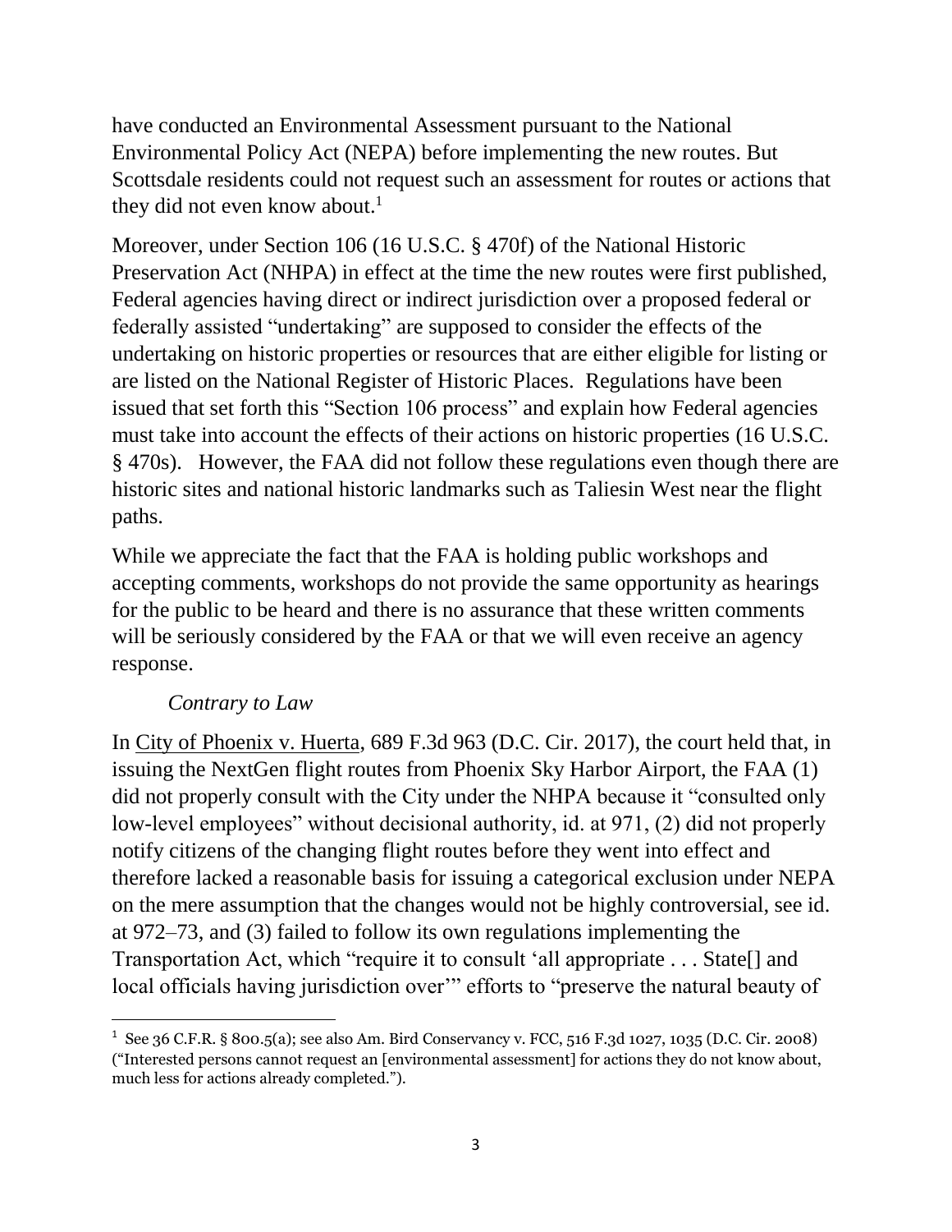have conducted an Environmental Assessment pursuant to the National Environmental Policy Act (NEPA) before implementing the new routes. But Scottsdale residents could not request such an assessment for routes or actions that they did not even know about.[1]

Moreover, under Section 106 (16 U.S.C. § 470f) of the National Historic Preservation Act (NHPA) in effect at the time the new routes were first published, Federal agencies having direct or indirect jurisdiction over a proposed federal or federally assisted "undertaking" are supposed to consider the effects of the undertaking on historic properties or resources that are either eligible for listing or are listed on the National Register of Historic Places. Regulations have been issued that set forth this "Section 106 process" and explain how Federal agencies must take into account the effects of their actions on historic properties (16 U.S.C. § 470s). However, the FAA did not follow these regulations even though there are historic sites and national historic landmarks such as Taliesin West near the flight paths.

While we appreciate the fact that the FAA is holding public workshops and accepting comments, workshops do not provide the same opportunity as hearings for the public to be heard and there is no assurance that these written comments will be seriously considered by the FAA or that we will even receive an agency response.

*Contrary to Law*

In City of Phoenix v. Huerta, 689 F.3d 963 (D.C. Cir. 2017), the court held that, in issuing the NextGen flight routes from Phoenix Sky Harbor Airport, the FAA (1) did not properly consult with the City under the NHPA because it "consulted only low-level employees" without decisional authority, id. at 971, (2) did not properly notify citizens of the changing flight routes before they went into effect and therefore lacked a reasonable basis for issuing a categorical exclusion under NEPA on the mere assumption that the changes would not be highly controversial, see id. at 972–73, and (3) failed to follow its own regulations implementing the Transportation Act, which "require it to consult 'all appropriate . . . State[] and local officials having jurisdiction over'" efforts to "preserve the natural beauty of

---

[1] See 36 C.F.R. § 800.5(a); see also Am. Bird Conservancy v. FCC, 516 F.3d 1027, 1035 (D.C. Cir. 2008) ("Interested persons cannot request an [environmental assessment] for actions they do not know about, much less for actions already completed.").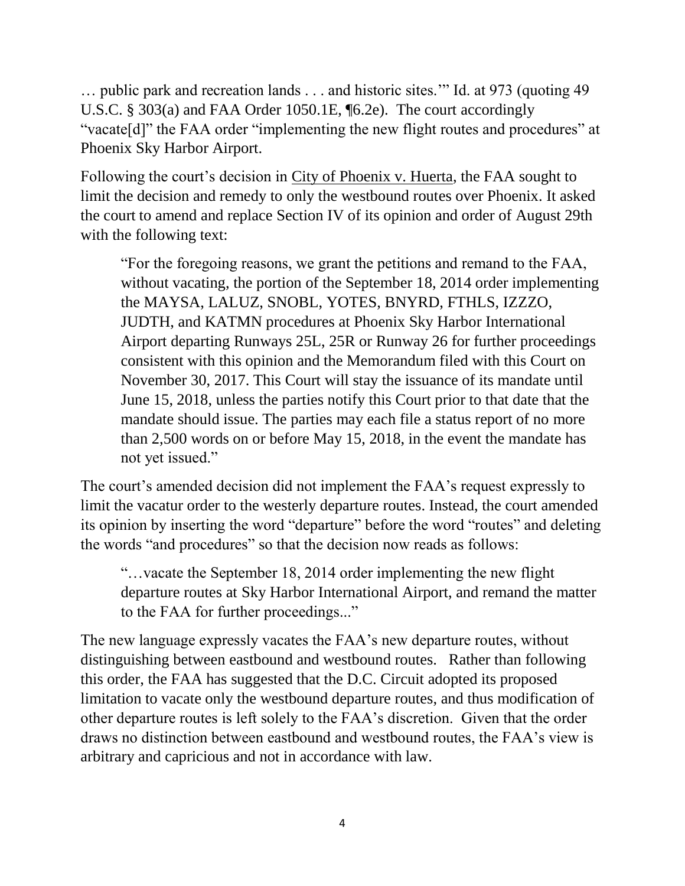… public park and recreation lands . . . and historic sites.'" Id. at 973 (quoting 49 U.S.C. § 303(a) and FAA Order 1050.1E, ¶6.2e). The court accordingly "vacate[d]" the FAA order "implementing the new flight routes and procedures" at Phoenix Sky Harbor Airport.

Following the court's decision in City of Phoenix v. Huerta, the FAA sought to limit the decision and remedy to only the westbound routes over Phoenix. It asked the court to amend and replace Section IV of its opinion and order of August 29th with the following text:

> "For the foregoing reasons, we grant the petitions and remand to the FAA, without vacating, the portion of the September 18, 2014 order implementing the MAYSA, LALUZ, SNOBL, YOTES, BNYRD, FTHLS, IZZZO, JUDTH, and KATMN procedures at Phoenix Sky Harbor International Airport departing Runways 25L, 25R or Runway 26 for further proceedings consistent with this opinion and the Memorandum filed with this Court on November 30, 2017. This Court will stay the issuance of its mandate until June 15, 2018, unless the parties notify this Court prior to that date that the mandate should issue. The parties may each file a status report of no more than 2,500 words on or before May 15, 2018, in the event the mandate has not yet issued."

The court's amended decision did not implement the FAA's request expressly to limit the vacatur order to the westerly departure routes. Instead, the court amended its opinion by inserting the word "departure" before the word "routes" and deleting the words "and procedures" so that the decision now reads as follows:

> "…vacate the September 18, 2014 order implementing the new flight departure routes at Sky Harbor International Airport, and remand the matter to the FAA for further proceedings..."

The new language expressly vacates the FAA's new departure routes, without distinguishing between eastbound and westbound routes. Rather than following this order, the FAA has suggested that the D.C. Circuit adopted its proposed limitation to vacate only the westbound departure routes, and thus modification of other departure routes is left solely to the FAA's discretion. Given that the order draws no distinction between eastbound and westbound routes, the FAA's view is arbitrary and capricious and not in accordance with law.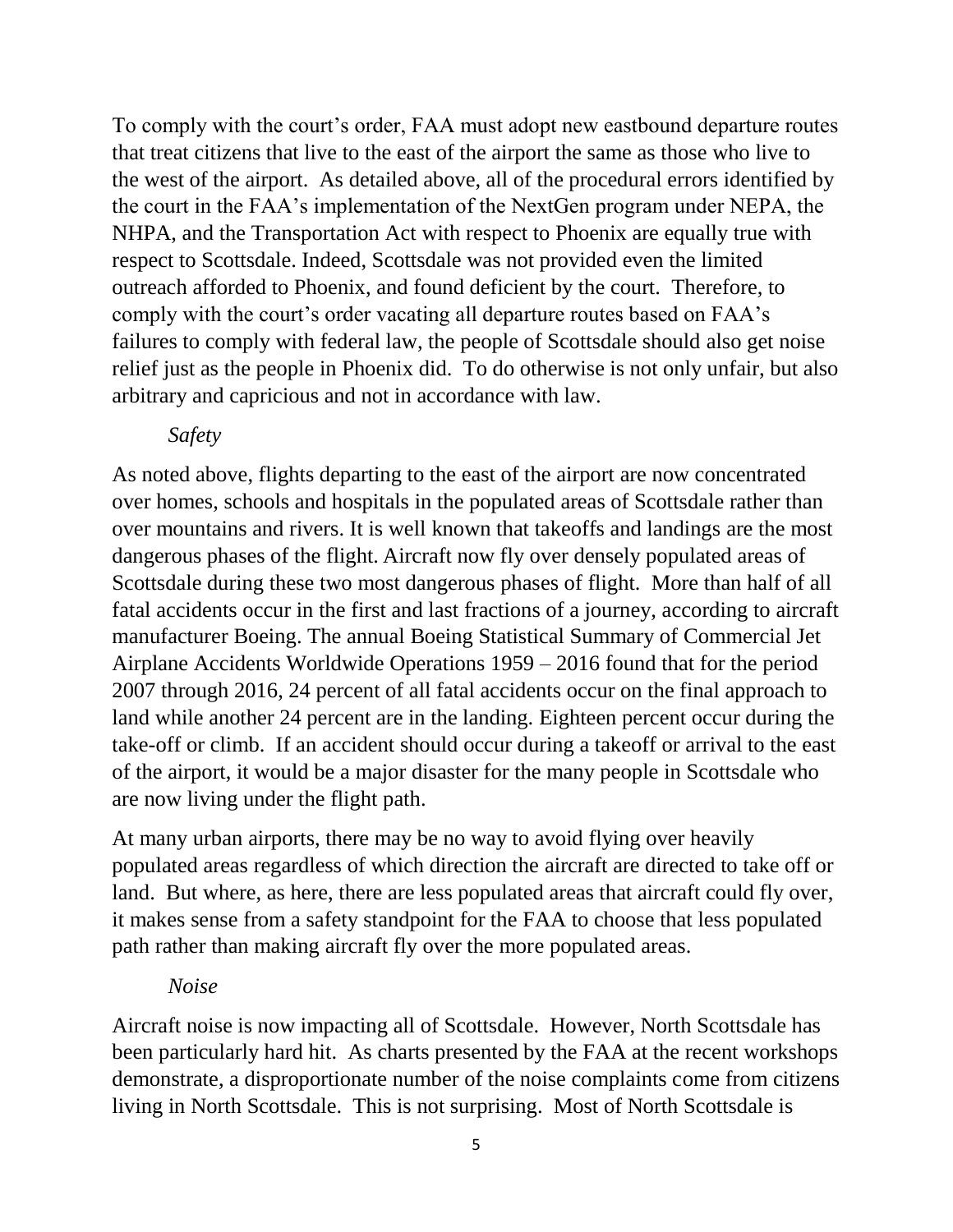To comply with the court's order, FAA must adopt new eastbound departure routes that treat citizens that live to the east of the airport the same as those who live to the west of the airport. As detailed above, all of the procedural errors identified by the court in the FAA's implementation of the NextGen program under NEPA, the NHPA, and the Transportation Act with respect to Phoenix are equally true with respect to Scottsdale. Indeed, Scottsdale was not provided even the limited outreach afforded to Phoenix, and found deficient by the court. Therefore, to comply with the court's order vacating all departure routes based on FAA's failures to comply with federal law, the people of Scottsdale should also get noise relief just as the people in Phoenix did. To do otherwise is not only unfair, but also arbitrary and capricious and not in accordance with law.

*Safety*

As noted above, flights departing to the east of the airport are now concentrated over homes, schools and hospitals in the populated areas of Scottsdale rather than over mountains and rivers. It is well known that takeoffs and landings are the most dangerous phases of the flight. Aircraft now fly over densely populated areas of Scottsdale during these two most dangerous phases of flight. More than half of all fatal accidents occur in the first and last fractions of a journey, according to aircraft manufacturer Boeing. The annual Boeing Statistical Summary of Commercial Jet Airplane Accidents Worldwide Operations 1959 – 2016 found that for the period 2007 through 2016, 24 percent of all fatal accidents occur on the final approach to land while another 24 percent are in the landing. Eighteen percent occur during the take-off or climb. If an accident should occur during a takeoff or arrival to the east of the airport, it would be a major disaster for the many people in Scottsdale who are now living under the flight path.

At many urban airports, there may be no way to avoid flying over heavily populated areas regardless of which direction the aircraft are directed to take off or land. But where, as here, there are less populated areas that aircraft could fly over, it makes sense from a safety standpoint for the FAA to choose that less populated path rather than making aircraft fly over the more populated areas.

*Noise*

Aircraft noise is now impacting all of Scottsdale. However, North Scottsdale has been particularly hard hit. As charts presented by the FAA at the recent workshops demonstrate, a disproportionate number of the noise complaints come from citizens living in North Scottsdale. This is not surprising. Most of North Scottsdale is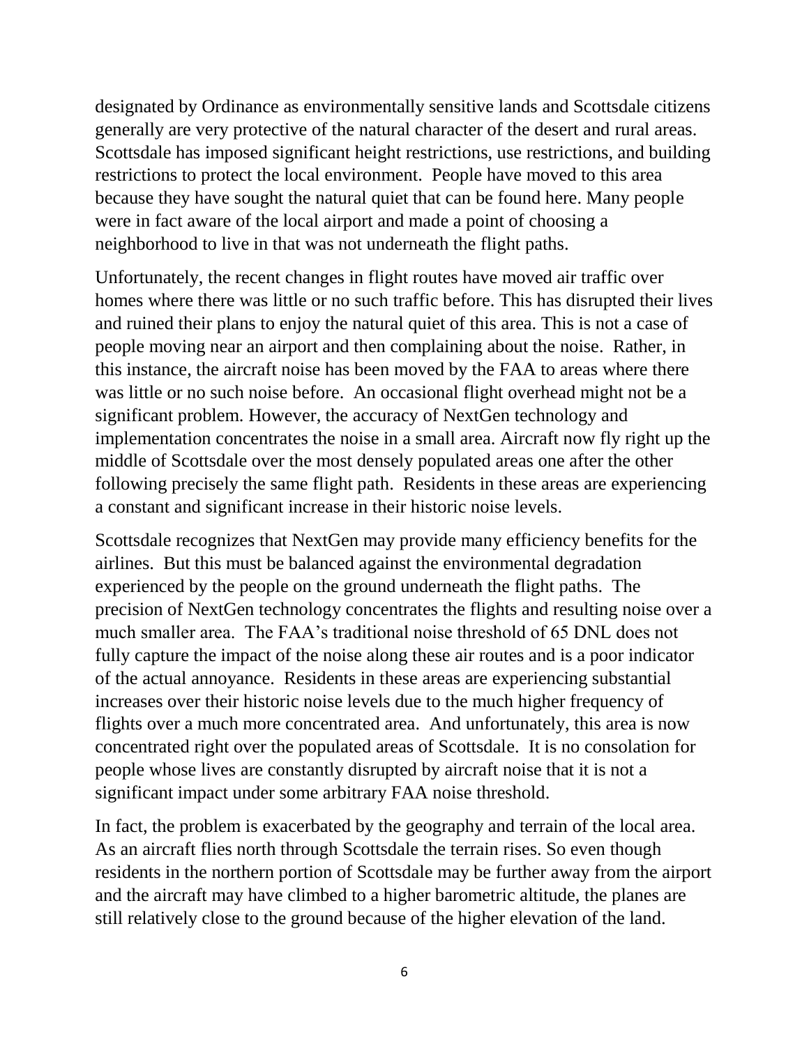designated by Ordinance as environmentally sensitive lands and Scottsdale citizens generally are very protective of the natural character of the desert and rural areas. Scottsdale has imposed significant height restrictions, use restrictions, and building restrictions to protect the local environment. People have moved to this area because they have sought the natural quiet that can be found here. Many people were in fact aware of the local airport and made a point of choosing a neighborhood to live in that was not underneath the flight paths.

Unfortunately, the recent changes in flight routes have moved air traffic over homes where there was little or no such traffic before. This has disrupted their lives and ruined their plans to enjoy the natural quiet of this area. This is not a case of people moving near an airport and then complaining about the noise. Rather, in this instance, the aircraft noise has been moved by the FAA to areas where there was little or no such noise before. An occasional flight overhead might not be a significant problem. However, the accuracy of NextGen technology and implementation concentrates the noise in a small area. Aircraft now fly right up the middle of Scottsdale over the most densely populated areas one after the other following precisely the same flight path. Residents in these areas are experiencing a constant and significant increase in their historic noise levels.

Scottsdale recognizes that NextGen may provide many efficiency benefits for the airlines. But this must be balanced against the environmental degradation experienced by the people on the ground underneath the flight paths. The precision of NextGen technology concentrates the flights and resulting noise over a much smaller area. The FAA's traditional noise threshold of 65 DNL does not fully capture the impact of the noise along these air routes and is a poor indicator of the actual annoyance. Residents in these areas are experiencing substantial increases over their historic noise levels due to the much higher frequency of flights over a much more concentrated area. And unfortunately, this area is now concentrated right over the populated areas of Scottsdale. It is no consolation for people whose lives are constantly disrupted by aircraft noise that it is not a significant impact under some arbitrary FAA noise threshold.

In fact, the problem is exacerbated by the geography and terrain of the local area. As an aircraft flies north through Scottsdale the terrain rises. So even though residents in the northern portion of Scottsdale may be further away from the airport and the aircraft may have climbed to a higher barometric altitude, the planes are still relatively close to the ground because of the higher elevation of the land.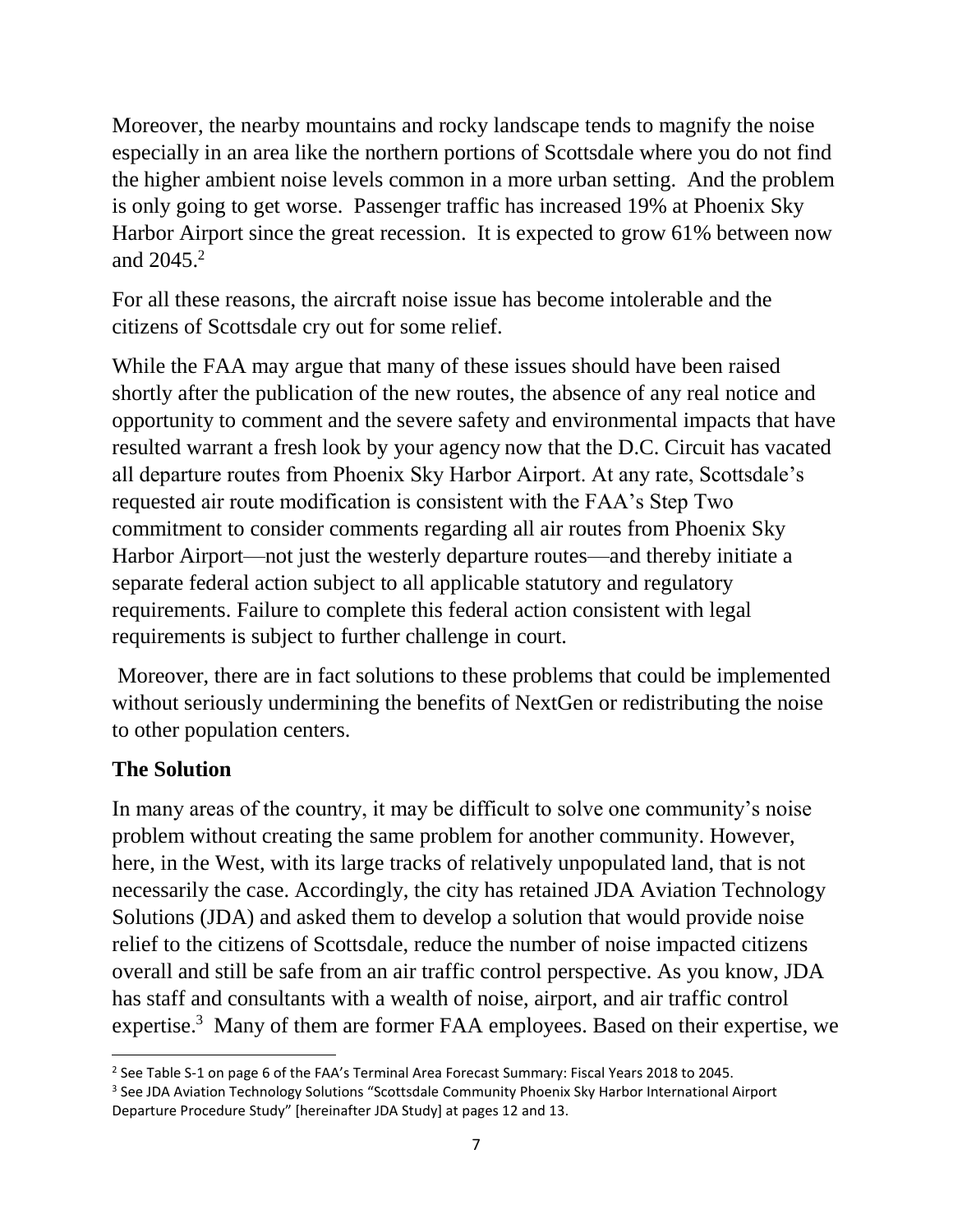Moreover, the nearby mountains and rocky landscape tends to magnify the noise especially in an area like the northern portions of Scottsdale where you do not find the higher ambient noise levels common in a more urban setting. And the problem is only going to get worse. Passenger traffic has increased 19% at Phoenix Sky Harbor Airport since the great recession. It is expected to grow 61% between now and 2045.[2]

For all these reasons, the aircraft noise issue has become intolerable and the citizens of Scottsdale cry out for some relief.

While the FAA may argue that many of these issues should have been raised shortly after the publication of the new routes, the absence of any real notice and opportunity to comment and the severe safety and environmental impacts that have resulted warrant a fresh look by your agency now that the D.C. Circuit has vacated all departure routes from Phoenix Sky Harbor Airport. At any rate, Scottsdale's requested air route modification is consistent with the FAA's Step Two commitment to consider comments regarding all air routes from Phoenix Sky Harbor Airport—not just the westerly departure routes—and thereby initiate a separate federal action subject to all applicable statutory and regulatory requirements. Failure to complete this federal action consistent with legal requirements is subject to further challenge in court.

Moreover, there are in fact solutions to these problems that could be implemented without seriously undermining the benefits of NextGen or redistributing the noise to other population centers.

## The Solution

In many areas of the country, it may be difficult to solve one community's noise problem without creating the same problem for another community. However, here, in the West, with its large tracks of relatively unpopulated land, that is not necessarily the case. Accordingly, the city has retained JDA Aviation Technology Solutions (JDA) and asked them to develop a solution that would provide noise relief to the citizens of Scottsdale, reduce the number of noise impacted citizens overall and still be safe from an air traffic control perspective. As you know, JDA has staff and consultants with a wealth of noise, airport, and air traffic control expertise.[3] Many of them are former FAA employees. Based on their expertise, we

---

[2] See Table S-1 on page 6 of the FAA's Terminal Area Forecast Summary: Fiscal Years 2018 to 2045.

[3] See JDA Aviation Technology Solutions "Scottsdale Community Phoenix Sky Harbor International Airport Departure Procedure Study" [hereinafter JDA Study] at pages 12 and 13.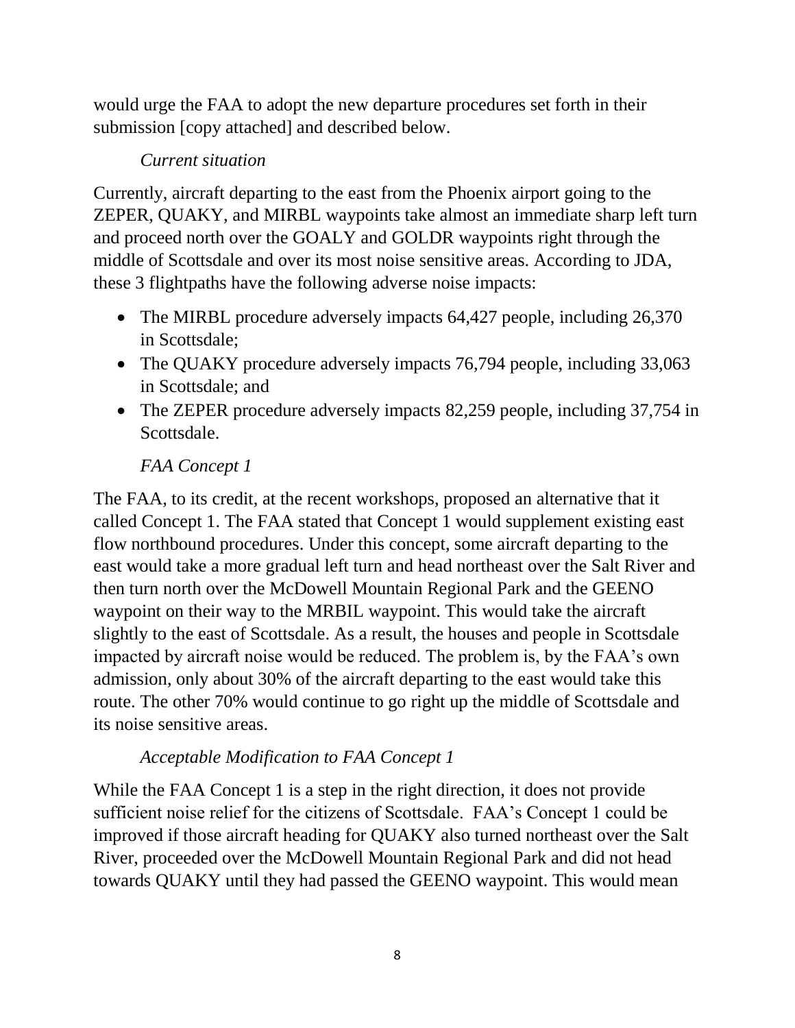would urge the FAA to adopt the new departure procedures set forth in their submission [copy attached] and described below.

*Current situation*

Currently, aircraft departing to the east from the Phoenix airport going to the ZEPER, QUAKY, and MIRBL waypoints take almost an immediate sharp left turn and proceed north over the GOALY and GOLDR waypoints right through the middle of Scottsdale and over its most noise sensitive areas. According to JDA, these 3 flightpaths have the following adverse noise impacts:

- The MIRBL procedure adversely impacts 64,427 people, including 26,370 in Scottsdale;
- The QUAKY procedure adversely impacts 76,794 people, including 33,063 in Scottsdale; and
- The ZEPER procedure adversely impacts 82,259 people, including 37,754 in Scottsdale.

*FAA Concept 1*

The FAA, to its credit, at the recent workshops, proposed an alternative that it called Concept 1. The FAA stated that Concept 1 would supplement existing east flow northbound procedures. Under this concept, some aircraft departing to the east would take a more gradual left turn and head northeast over the Salt River and then turn north over the McDowell Mountain Regional Park and the GEENO waypoint on their way to the MRBIL waypoint. This would take the aircraft slightly to the east of Scottsdale. As a result, the houses and people in Scottsdale impacted by aircraft noise would be reduced. The problem is, by the FAA's own admission, only about 30% of the aircraft departing to the east would take this route. The other 70% would continue to go right up the middle of Scottsdale and its noise sensitive areas.

*Acceptable Modification to FAA Concept 1*

While the FAA Concept 1 is a step in the right direction, it does not provide sufficient noise relief for the citizens of Scottsdale. FAA's Concept 1 could be improved if those aircraft heading for QUAKY also turned northeast over the Salt River, proceeded over the McDowell Mountain Regional Park and did not head towards QUAKY until they had passed the GEENO waypoint. This would mean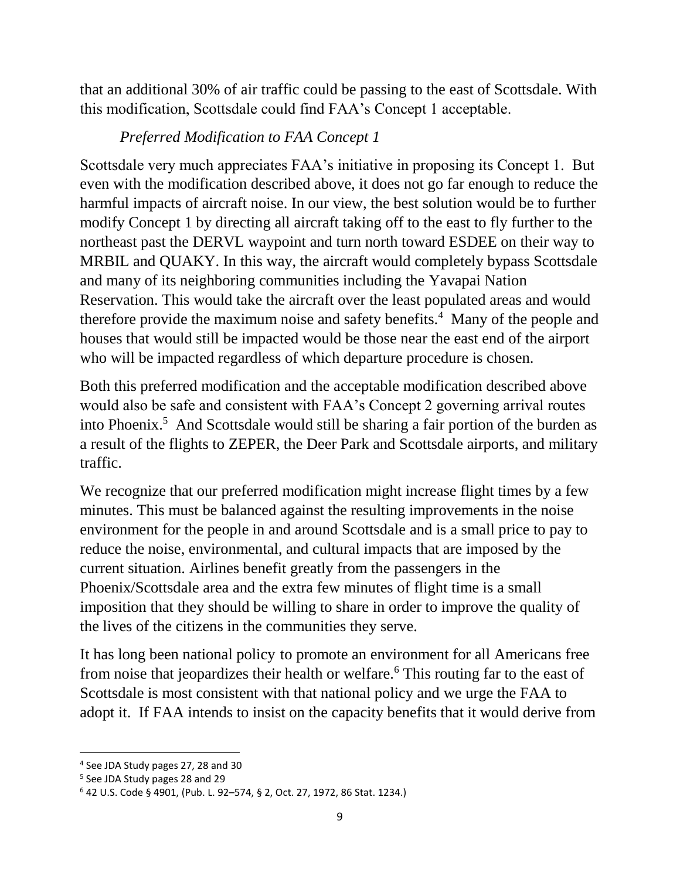that an additional 30% of air traffic could be passing to the east of Scottsdale. With this modification, Scottsdale could find FAA's Concept 1 acceptable.

*Preferred Modification to FAA Concept 1*

Scottsdale very much appreciates FAA's initiative in proposing its Concept 1. But even with the modification described above, it does not go far enough to reduce the harmful impacts of aircraft noise. In our view, the best solution would be to further modify Concept 1 by directing all aircraft taking off to the east to fly further to the northeast past the DERVL waypoint and turn north toward ESDEE on their way to MRBIL and QUAKY. In this way, the aircraft would completely bypass Scottsdale and many of its neighboring communities including the Yavapai Nation Reservation. This would take the aircraft over the least populated areas and would therefore provide the maximum noise and safety benefits.[4] Many of the people and houses that would still be impacted would be those near the east end of the airport who will be impacted regardless of which departure procedure is chosen.

Both this preferred modification and the acceptable modification described above would also be safe and consistent with FAA's Concept 2 governing arrival routes into Phoenix.[5] And Scottsdale would still be sharing a fair portion of the burden as a result of the flights to ZEPER, the Deer Park and Scottsdale airports, and military traffic.

We recognize that our preferred modification might increase flight times by a few minutes. This must be balanced against the resulting improvements in the noise environment for the people in and around Scottsdale and is a small price to pay to reduce the noise, environmental, and cultural impacts that are imposed by the current situation. Airlines benefit greatly from the passengers in the Phoenix/Scottsdale area and the extra few minutes of flight time is a small imposition that they should be willing to share in order to improve the quality of the lives of the citizens in the communities they serve.

It has long been national policy to promote an environment for all Americans free from noise that jeopardizes their health or welfare.[6] This routing far to the east of Scottsdale is most consistent with that national policy and we urge the FAA to adopt it. If FAA intends to insist on the capacity benefits that it would derive from

---

[4] See JDA Study pages 27, 28 and 30

[5] See JDA Study pages 28 and 29

[6] 42 U.S. Code § 4901, (Pub. L. 92–574, § 2, Oct. 27, 1972, 86 Stat. 1234.)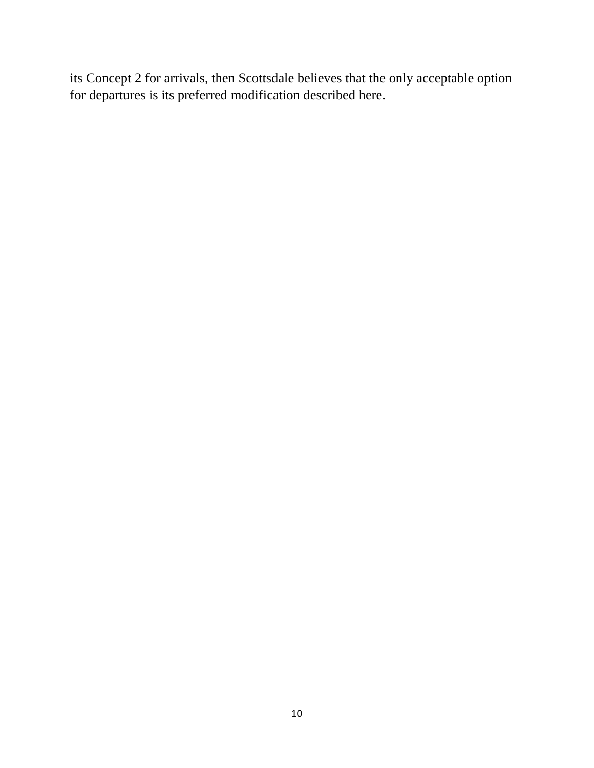its Concept 2 for arrivals, then Scottsdale believes that the only acceptable option for departures is its preferred modification described here.